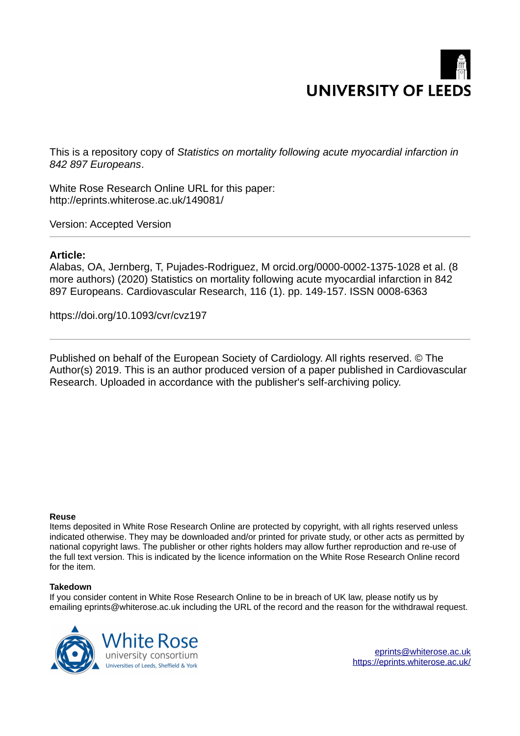UNIVERSITY OF LEEDS

This is a repository copy of *Statistics on mortality following acute myocardial infarction in 842 897 Europeans*.

White Rose Research Online URL for this paper:
http://eprints.whiterose.ac.uk/149081/

Version: Accepted Version

---

**Article:**

Alabas, OA, Jernberg, T, Pujades-Rodriguez, M orcid.org/0000-0002-1375-1028 et al. (8 more authors) (2020) Statistics on mortality following acute myocardial infarction in 842 897 Europeans. Cardiovascular Research, 116 (1). pp. 149-157. ISSN 0008-6363

https://doi.org/10.1093/cvr/cvz197

---

Published on behalf of the European Society of Cardiology. All rights reserved. © The Author(s) 2019. This is an author produced version of a paper published in Cardiovascular Research. Uploaded in accordance with the publisher's self-archiving policy.

**Reuse**

Items deposited in White Rose Research Online are protected by copyright, with all rights reserved unless indicated otherwise. They may be downloaded and/or printed for private study, or other acts as permitted by national copyright laws. The publisher or other rights holders may allow further reproduction and re-use of the full text version. This is indicated by the licence information on the White Rose Research Online record for the item.

**Takedown**

If you consider content in White Rose Research Online to be in breach of UK law, please notify us by emailing eprints@whiterose.ac.uk including the URL of the record and the reason for the withdrawal request.

White Rose university consortium
Universities of Leeds, Sheffield & York

eprints@whiterose.ac.uk
https://eprints.whiterose.ac.uk/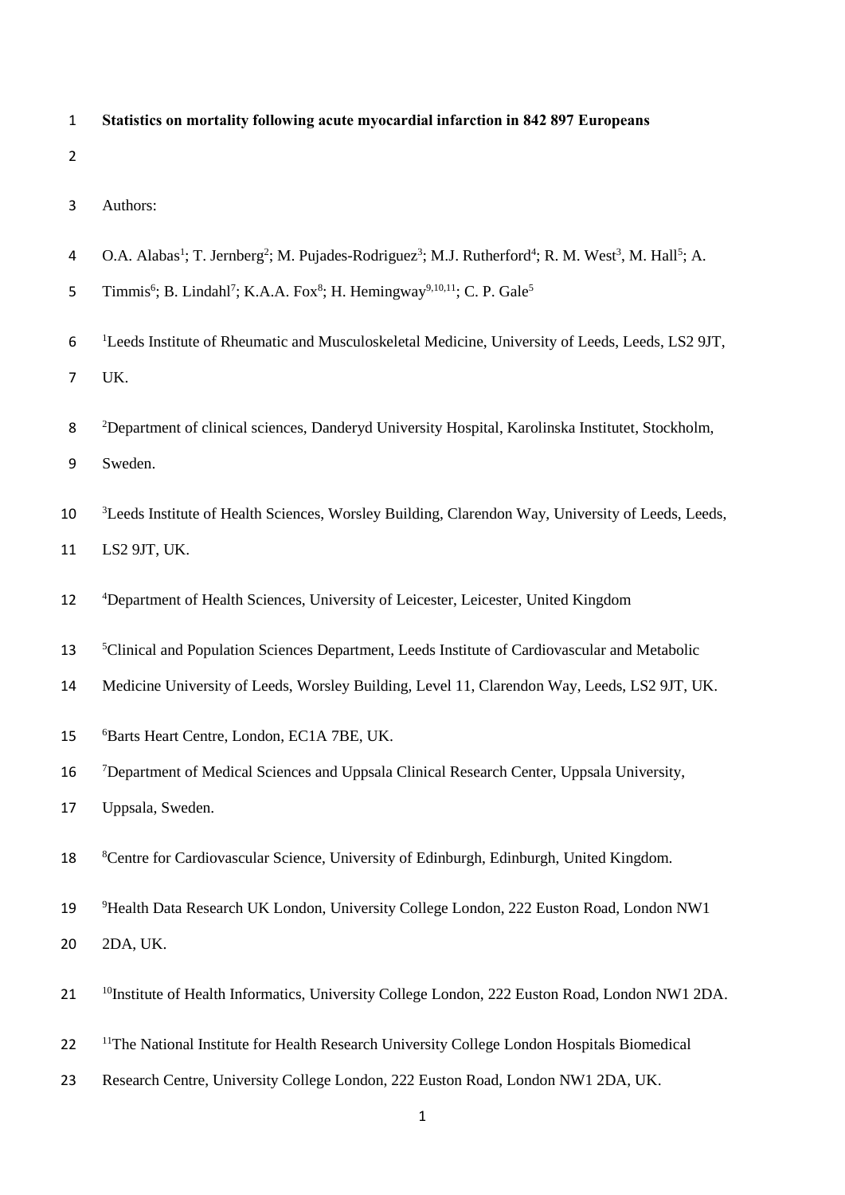# Statistics on mortality following acute myocardial infarction in 842 897 Europeans

Authors:

O.A. Alabas[1]; T. Jernberg[2]; M. Pujades-Rodriguez[3]; M.J. Rutherford[4]; R. M. West[3], M. Hall[5]; A. Timmis[6]; B. Lindahl[7]; K.A.A. Fox[8]; H. Hemingway[9,10,11]; C. P. Gale[5]

[1]Leeds Institute of Rheumatic and Musculoskeletal Medicine, University of Leeds, Leeds, LS2 9JT, UK.

[2]Department of clinical sciences, Danderyd University Hospital, Karolinska Institutet, Stockholm, Sweden.

[3]Leeds Institute of Health Sciences, Worsley Building, Clarendon Way, University of Leeds, Leeds, LS2 9JT, UK.

[4]Department of Health Sciences, University of Leicester, Leicester, United Kingdom

[5]Clinical and Population Sciences Department, Leeds Institute of Cardiovascular and Metabolic Medicine University of Leeds, Worsley Building, Level 11, Clarendon Way, Leeds, LS2 9JT, UK.

[6]Barts Heart Centre, London, EC1A 7BE, UK.

[7]Department of Medical Sciences and Uppsala Clinical Research Center, Uppsala University, Uppsala, Sweden.

[8]Centre for Cardiovascular Science, University of Edinburgh, Edinburgh, United Kingdom.

[9]Health Data Research UK London, University College London, 222 Euston Road, London NW1 2DA, UK.

[10]Institute of Health Informatics, University College London, 222 Euston Road, London NW1 2DA.

[11]The National Institute for Health Research University College London Hospitals Biomedical Research Centre, University College London, 222 Euston Road, London NW1 2DA, UK.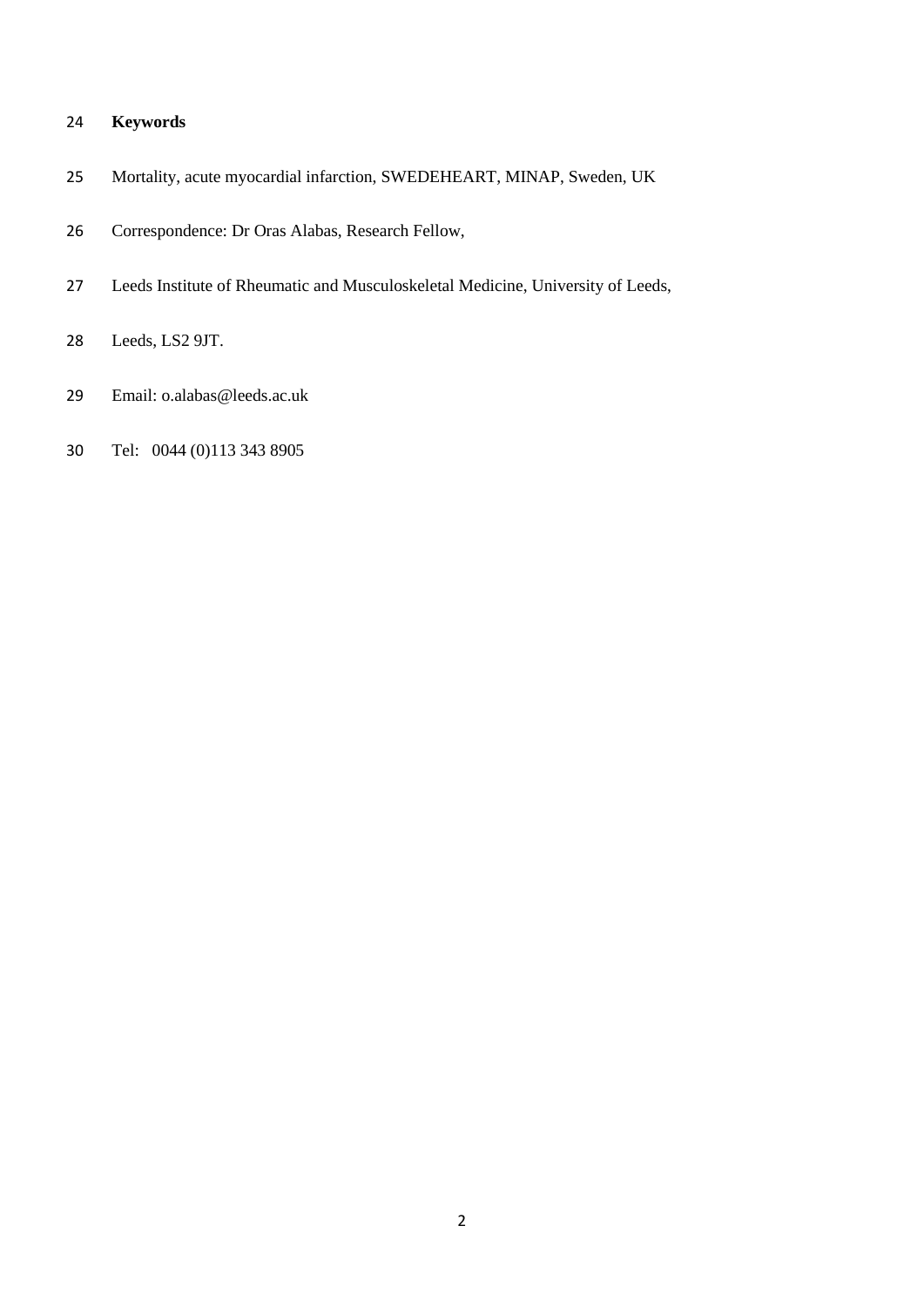**Keywords**

Mortality, acute myocardial infarction, SWEDEHEART, MINAP, Sweden, UK

Correspondence: Dr Oras Alabas, Research Fellow,

Leeds Institute of Rheumatic and Musculoskeletal Medicine, University of Leeds,

Leeds, LS2 9JT.

Email: o.alabas@leeds.ac.uk

Tel: 0044 (0)113 343 8905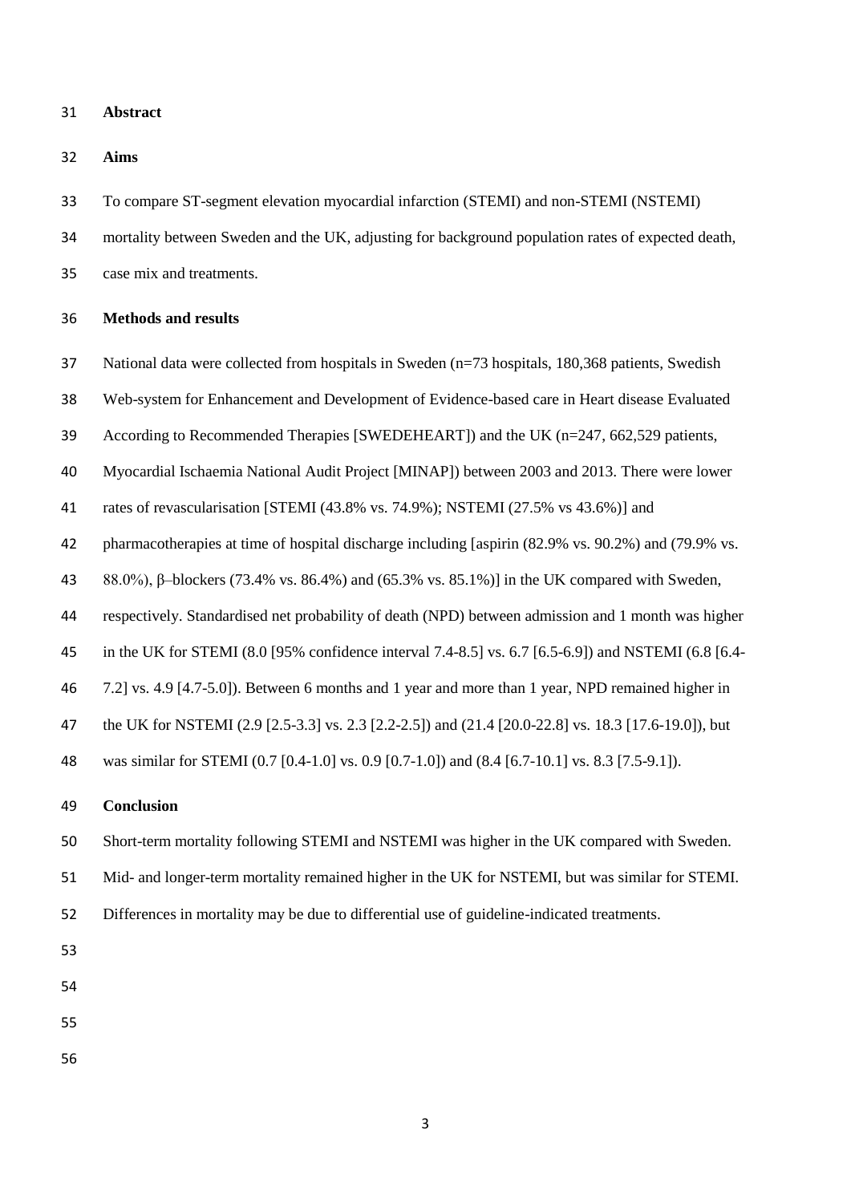## Abstract

### Aims

To compare ST-segment elevation myocardial infarction (STEMI) and non-STEMI (NSTEMI) mortality between Sweden and the UK, adjusting for background population rates of expected death, case mix and treatments.

### Methods and results

National data were collected from hospitals in Sweden (n=73 hospitals, 180,368 patients, Swedish Web-system for Enhancement and Development of Evidence-based care in Heart disease Evaluated According to Recommended Therapies [SWEDEHEART]) and the UK (n=247, 662,529 patients, Myocardial Ischaemia National Audit Project [MINAP]) between 2003 and 2013. There were lower rates of revascularisation [STEMI (43.8% vs. 74.9%); NSTEMI (27.5% vs 43.6%)] and pharmacotherapies at time of hospital discharge including [aspirin (82.9% vs. 90.2%) and (79.9% vs. 88.0%), β–blockers (73.4% vs. 86.4%) and (65.3% vs. 85.1%)] in the UK compared with Sweden, respectively. Standardised net probability of death (NPD) between admission and 1 month was higher in the UK for STEMI (8.0 [95% confidence interval 7.4-8.5] vs. 6.7 [6.5-6.9]) and NSTEMI (6.8 [6.4-7.2] vs. 4.9 [4.7-5.0]). Between 6 months and 1 year and more than 1 year, NPD remained higher in the UK for NSTEMI (2.9 [2.5-3.3] vs. 2.3 [2.2-2.5]) and (21.4 [20.0-22.8] vs. 18.3 [17.6-19.0]), but was similar for STEMI (0.7 [0.4-1.0] vs. 0.9 [0.7-1.0]) and (8.4 [6.7-10.1] vs. 8.3 [7.5-9.1]).

### Conclusion

Short-term mortality following STEMI and NSTEMI was higher in the UK compared with Sweden. Mid- and longer-term mortality remained higher in the UK for NSTEMI, but was similar for STEMI. Differences in mortality may be due to differential use of guideline-indicated treatments.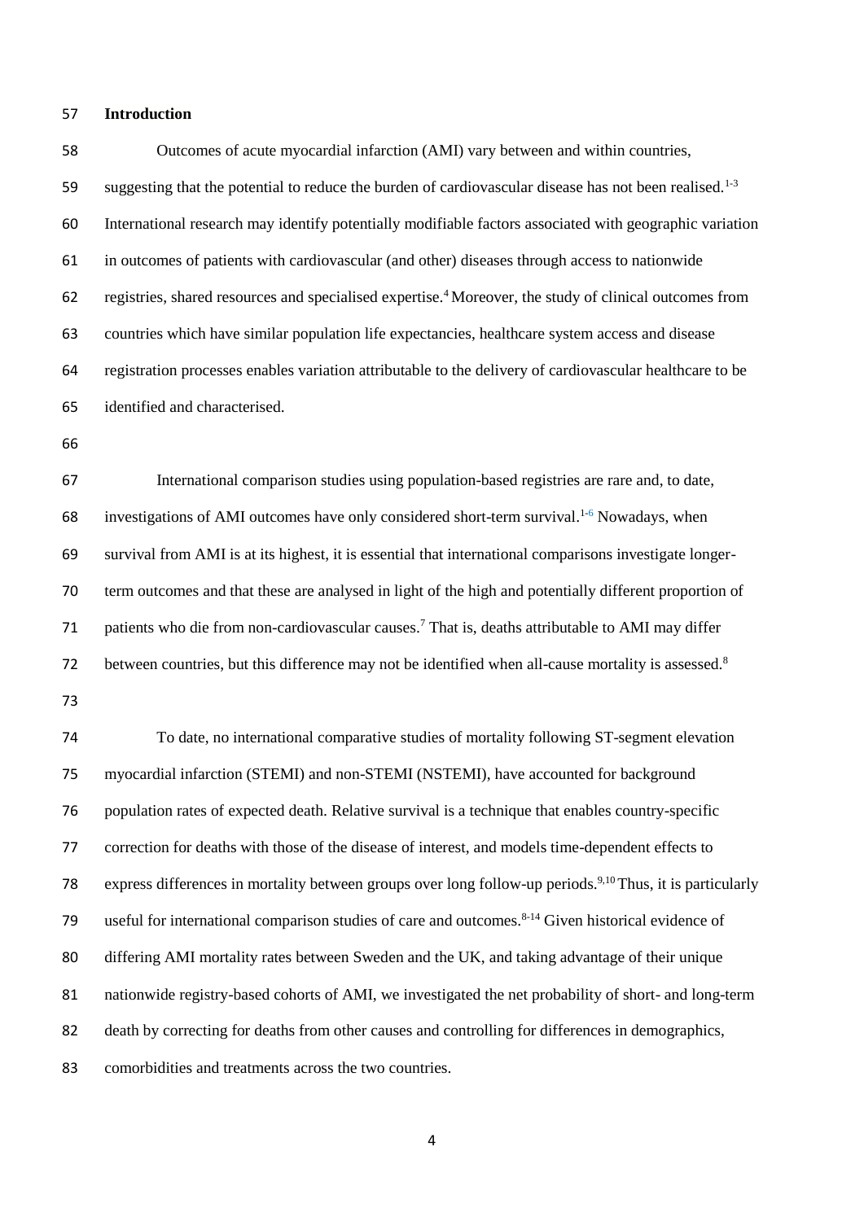## Introduction

Outcomes of acute myocardial infarction (AMI) vary between and within countries, suggesting that the potential to reduce the burden of cardiovascular disease has not been realised.[1-3] International research may identify potentially modifiable factors associated with geographic variation in outcomes of patients with cardiovascular (and other) diseases through access to nationwide registries, shared resources and specialised expertise.[4] Moreover, the study of clinical outcomes from countries which have similar population life expectancies, healthcare system access and disease registration processes enables variation attributable to the delivery of cardiovascular healthcare to be identified and characterised.

International comparison studies using population-based registries are rare and, to date, investigations of AMI outcomes have only considered short-term survival.[1-6] Nowadays, when survival from AMI is at its highest, it is essential that international comparisons investigate longer-term outcomes and that these are analysed in light of the high and potentially different proportion of patients who die from non-cardiovascular causes.[7] That is, deaths attributable to AMI may differ between countries, but this difference may not be identified when all-cause mortality is assessed.[8]

To date, no international comparative studies of mortality following ST-segment elevation myocardial infarction (STEMI) and non-STEMI (NSTEMI), have accounted for background population rates of expected death. Relative survival is a technique that enables country-specific correction for deaths with those of the disease of interest, and models time-dependent effects to express differences in mortality between groups over long follow-up periods.[9,10] Thus, it is particularly useful for international comparison studies of care and outcomes.[8-14] Given historical evidence of differing AMI mortality rates between Sweden and the UK, and taking advantage of their unique nationwide registry-based cohorts of AMI, we investigated the net probability of short- and long-term death by correcting for deaths from other causes and controlling for differences in demographics, comorbidities and treatments across the two countries.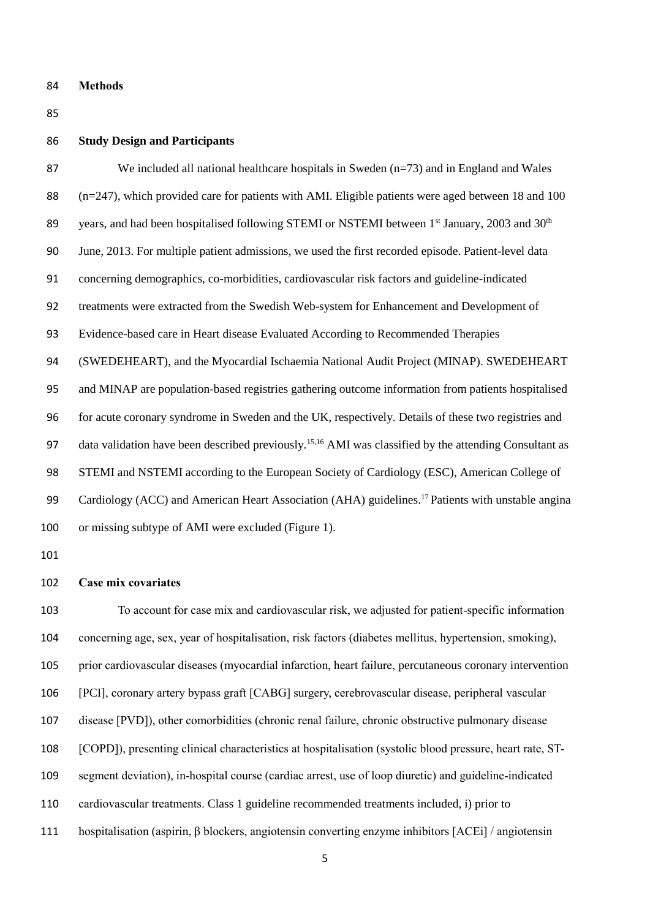## Methods

### Study Design and Participants

We included all national healthcare hospitals in Sweden (n=73) and in England and Wales (n=247), which provided care for patients with AMI. Eligible patients were aged between 18 and 100 years, and had been hospitalised following STEMI or NSTEMI between 1st January, 2003 and 30th June, 2013. For multiple patient admissions, we used the first recorded episode. Patient-level data concerning demographics, co-morbidities, cardiovascular risk factors and guideline-indicated treatments were extracted from the Swedish Web-system for Enhancement and Development of Evidence-based care in Heart disease Evaluated According to Recommended Therapies (SWEDEHEART), and the Myocardial Ischaemia National Audit Project (MINAP). SWEDEHEART and MINAP are population-based registries gathering outcome information from patients hospitalised for acute coronary syndrome in Sweden and the UK, respectively. Details of these two registries and data validation have been described previously.[15,16] AMI was classified by the attending Consultant as STEMI and NSTEMI according to the European Society of Cardiology (ESC), American College of Cardiology (ACC) and American Heart Association (AHA) guidelines.[17] Patients with unstable angina or missing subtype of AMI were excluded (Figure 1).

### Case mix covariates

To account for case mix and cardiovascular risk, we adjusted for patient-specific information concerning age, sex, year of hospitalisation, risk factors (diabetes mellitus, hypertension, smoking), prior cardiovascular diseases (myocardial infarction, heart failure, percutaneous coronary intervention [PCI], coronary artery bypass graft [CABG] surgery, cerebrovascular disease, peripheral vascular disease [PVD]), other comorbidities (chronic renal failure, chronic obstructive pulmonary disease [COPD]), presenting clinical characteristics at hospitalisation (systolic blood pressure, heart rate, ST-segment deviation), in-hospital course (cardiac arrest, use of loop diuretic) and guideline-indicated cardiovascular treatments. Class 1 guideline recommended treatments included, i) prior to hospitalisation (aspirin, β blockers, angiotensin converting enzyme inhibitors [ACEi] / angiotensin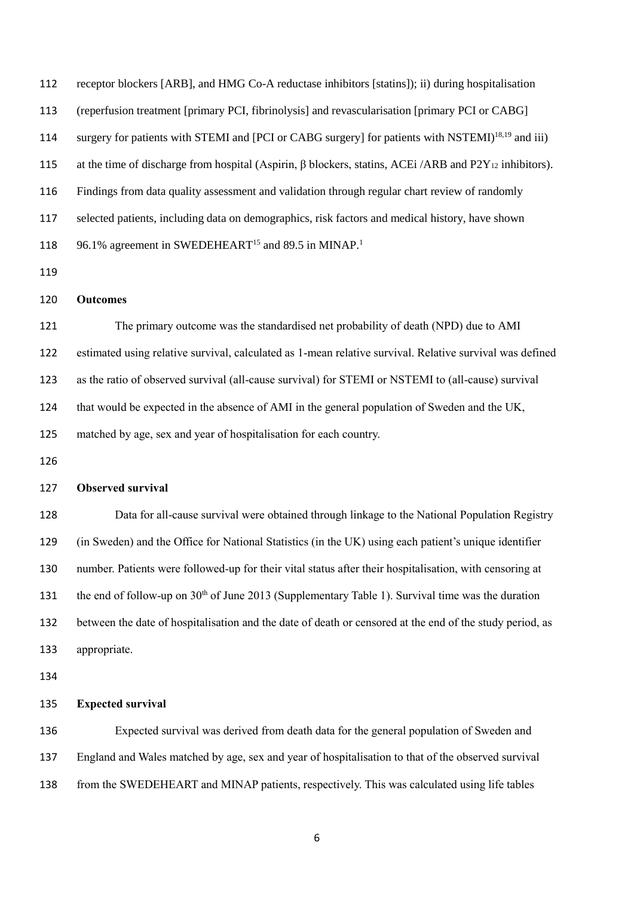receptor blockers [ARB], and HMG Co-A reductase inhibitors [statins]); ii) during hospitalisation (reperfusion treatment [primary PCI, fibrinolysis] and revascularisation [primary PCI or CABG] surgery for patients with STEMI and [PCI or CABG surgery] for patients with NSTEMI)[18,19] and iii) at the time of discharge from hospital (Aspirin, β blockers, statins, ACEi /ARB and $P2Y_{12}$ inhibitors). Findings from data quality assessment and validation through regular chart review of randomly selected patients, including data on demographics, risk factors and medical history, have shown 96.1% agreement in SWEDEHEART[15] and 89.5 in MINAP.[1]

**Outcomes**

The primary outcome was the standardised net probability of death (NPD) due to AMI estimated using relative survival, calculated as 1-mean relative survival. Relative survival was defined as the ratio of observed survival (all-cause survival) for STEMI or NSTEMI to (all-cause) survival that would be expected in the absence of AMI in the general population of Sweden and the UK, matched by age, sex and year of hospitalisation for each country.

**Observed survival**

Data for all-cause survival were obtained through linkage to the National Population Registry (in Sweden) and the Office for National Statistics (in the UK) using each patient's unique identifier number. Patients were followed-up for their vital status after their hospitalisation, with censoring at the end of follow-up on 30th of June 2013 (Supplementary Table 1). Survival time was the duration between the date of hospitalisation and the date of death or censored at the end of the study period, as appropriate.

**Expected survival**

Expected survival was derived from death data for the general population of Sweden and England and Wales matched by age, sex and year of hospitalisation to that of the observed survival from the SWEDEHEART and MINAP patients, respectively. This was calculated using life tables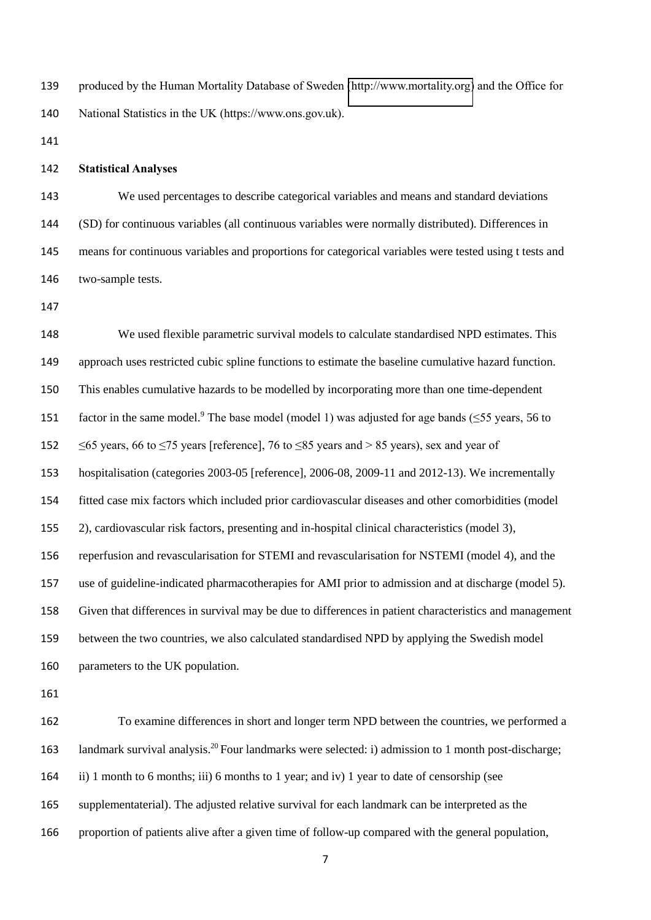produced by the Human Mortality Database of Sweden (http://www.mortality.org) and the Office for National Statistics in the UK (https://www.ons.gov.uk).

**Statistical Analyses**

We used percentages to describe categorical variables and means and standard deviations (SD) for continuous variables (all continuous variables were normally distributed). Differences in means for continuous variables and proportions for categorical variables were tested using t tests and two-sample tests.

We used flexible parametric survival models to calculate standardised NPD estimates. This approach uses restricted cubic spline functions to estimate the baseline cumulative hazard function. This enables cumulative hazards to be modelled by incorporating more than one time-dependent factor in the same model.[9] The base model (model 1) was adjusted for age bands (≤55 years, 56 to ≤65 years, 66 to ≤75 years [reference], 76 to ≤85 years and > 85 years), sex and year of hospitalisation (categories 2003-05 [reference], 2006-08, 2009-11 and 2012-13). We incrementally fitted case mix factors which included prior cardiovascular diseases and other comorbidities (model 2), cardiovascular risk factors, presenting and in-hospital clinical characteristics (model 3), reperfusion and revascularisation for STEMI and revascularisation for NSTEMI (model 4), and the use of guideline-indicated pharmacotherapies for AMI prior to admission and at discharge (model 5). Given that differences in survival may be due to differences in patient characteristics and management between the two countries, we also calculated standardised NPD by applying the Swedish model parameters to the UK population.

To examine differences in short and longer term NPD between the countries, we performed a landmark survival analysis.[20] Four landmarks were selected: i) admission to 1 month post-discharge; ii) 1 month to 6 months; iii) 6 months to 1 year; and iv) 1 year to date of censorship (see supplementaterial). The adjusted relative survival for each landmark can be interpreted as the proportion of patients alive after a given time of follow-up compared with the general population,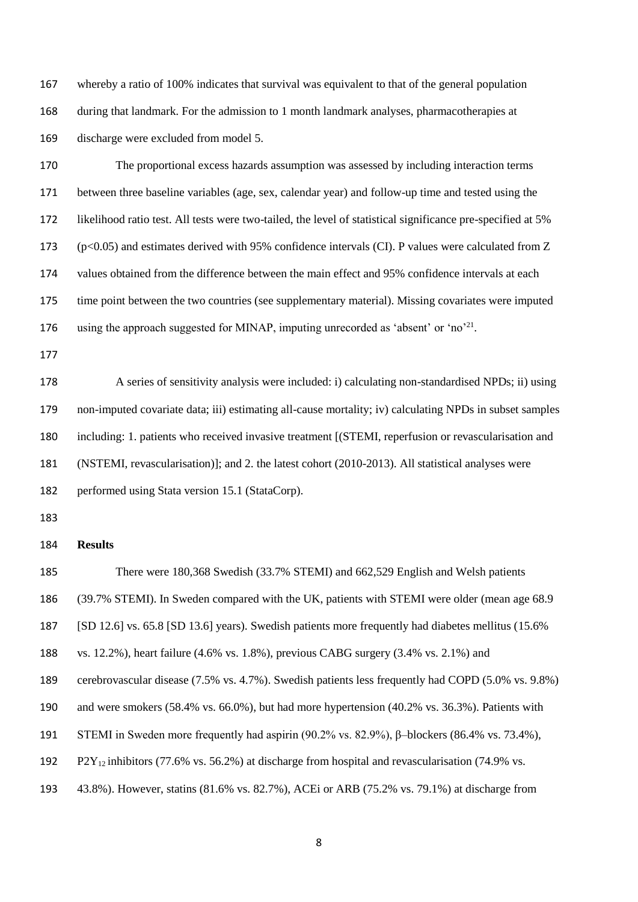whereby a ratio of 100% indicates that survival was equivalent to that of the general population during that landmark. For the admission to 1 month landmark analyses, pharmacotherapies at discharge were excluded from model 5.

The proportional excess hazards assumption was assessed by including interaction terms between three baseline variables (age, sex, calendar year) and follow-up time and tested using the likelihood ratio test. All tests were two-tailed, the level of statistical significance pre-specified at 5% ($p<0.05$) and estimates derived with 95% confidence intervals (CI). P values were calculated from Z values obtained from the difference between the main effect and 95% confidence intervals at each time point between the two countries (see supplementary material). Missing covariates were imputed using the approach suggested for MINAP, imputing unrecorded as 'absent' or 'no'[21].

A series of sensitivity analysis were included: i) calculating non-standardised NPDs; ii) using non-imputed covariate data; iii) estimating all-cause mortality; iv) calculating NPDs in subset samples including: 1. patients who received invasive treatment [(STEMI, reperfusion or revascularisation and (NSTEMI, revascularisation)]; and 2. the latest cohort (2010-2013). All statistical analyses were performed using Stata version 15.1 (StataCorp).

## Results

There were 180,368 Swedish (33.7% STEMI) and 662,529 English and Welsh patients (39.7% STEMI). In Sweden compared with the UK, patients with STEMI were older (mean age 68.9 [SD 12.6] vs. 65.8 [SD 13.6] years). Swedish patients more frequently had diabetes mellitus (15.6% vs. 12.2%), heart failure (4.6% vs. 1.8%), previous CABG surgery (3.4% vs. 2.1%) and cerebrovascular disease (7.5% vs. 4.7%). Swedish patients less frequently had COPD (5.0% vs. 9.8%) and were smokers (58.4% vs. 66.0%), but had more hypertension (40.2% vs. 36.3%). Patients with STEMI in Sweden more frequently had aspirin (90.2% vs. 82.9%), β–blockers (86.4% vs. 73.4%), $P2Y_{12}$ inhibitors (77.6% vs. 56.2%) at discharge from hospital and revascularisation (74.9% vs. 43.8%). However, statins (81.6% vs. 82.7%), ACEi or ARB (75.2% vs. 79.1%) at discharge from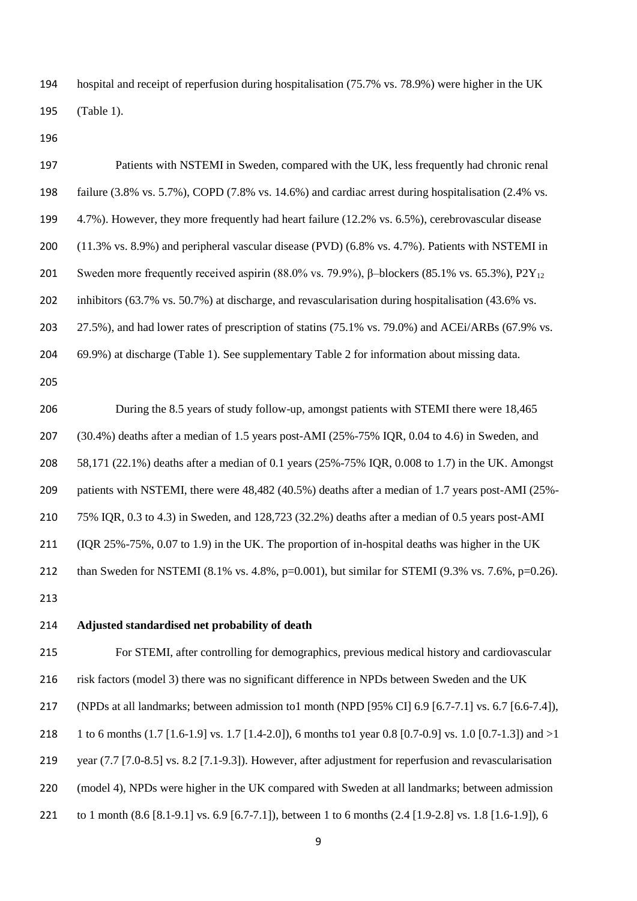hospital and receipt of reperfusion during hospitalisation (75.7% vs. 78.9%) were higher in the UK (Table 1).

Patients with NSTEMI in Sweden, compared with the UK, less frequently had chronic renal failure (3.8% vs. 5.7%), COPD (7.8% vs. 14.6%) and cardiac arrest during hospitalisation (2.4% vs. 4.7%). However, they more frequently had heart failure (12.2% vs. 6.5%), cerebrovascular disease (11.3% vs. 8.9%) and peripheral vascular disease (PVD) (6.8% vs. 4.7%). Patients with NSTEMI in Sweden more frequently received aspirin (88.0% vs. 79.9%), β–blockers (85.1% vs. 65.3%), $P2Y_{12}$ inhibitors (63.7% vs. 50.7%) at discharge, and revascularisation during hospitalisation (43.6% vs. 27.5%), and had lower rates of prescription of statins (75.1% vs. 79.0%) and ACEi/ARBs (67.9% vs. 69.9%) at discharge (Table 1). See supplementary Table 2 for information about missing data.

During the 8.5 years of study follow-up, amongst patients with STEMI there were 18,465 (30.4%) deaths after a median of 1.5 years post-AMI (25%-75% IQR, 0.04 to 4.6) in Sweden, and 58,171 (22.1%) deaths after a median of 0.1 years (25%-75% IQR, 0.008 to 1.7) in the UK. Amongst patients with NSTEMI, there were 48,482 (40.5%) deaths after a median of 1.7 years post-AMI (25%-75% IQR, 0.3 to 4.3) in Sweden, and 128,723 (32.2%) deaths after a median of 0.5 years post-AMI (IQR 25%-75%, 0.07 to 1.9) in the UK. The proportion of in-hospital deaths was higher in the UK than Sweden for NSTEMI (8.1% vs. 4.8%, p=0.001), but similar for STEMI (9.3% vs. 7.6%, p=0.26).

**Adjusted standardised net probability of death**

For STEMI, after controlling for demographics, previous medical history and cardiovascular risk factors (model 3) there was no significant difference in NPDs between Sweden and the UK (NPDs at all landmarks; between admission to1 month (NPD [95% CI] 6.9 [6.7-7.1] vs. 6.7 [6.6-7.4]), 1 to 6 months (1.7 [1.6-1.9] vs. 1.7 [1.4-2.0]), 6 months to1 year 0.8 [0.7-0.9] vs. 1.0 [0.7-1.3]) and >1 year (7.7 [7.0-8.5] vs. 8.2 [7.1-9.3]). However, after adjustment for reperfusion and revascularisation (model 4), NPDs were higher in the UK compared with Sweden at all landmarks; between admission to 1 month (8.6 [8.1-9.1] vs. 6.9 [6.7-7.1]), between 1 to 6 months (2.4 [1.9-2.8] vs. 1.8 [1.6-1.9]), 6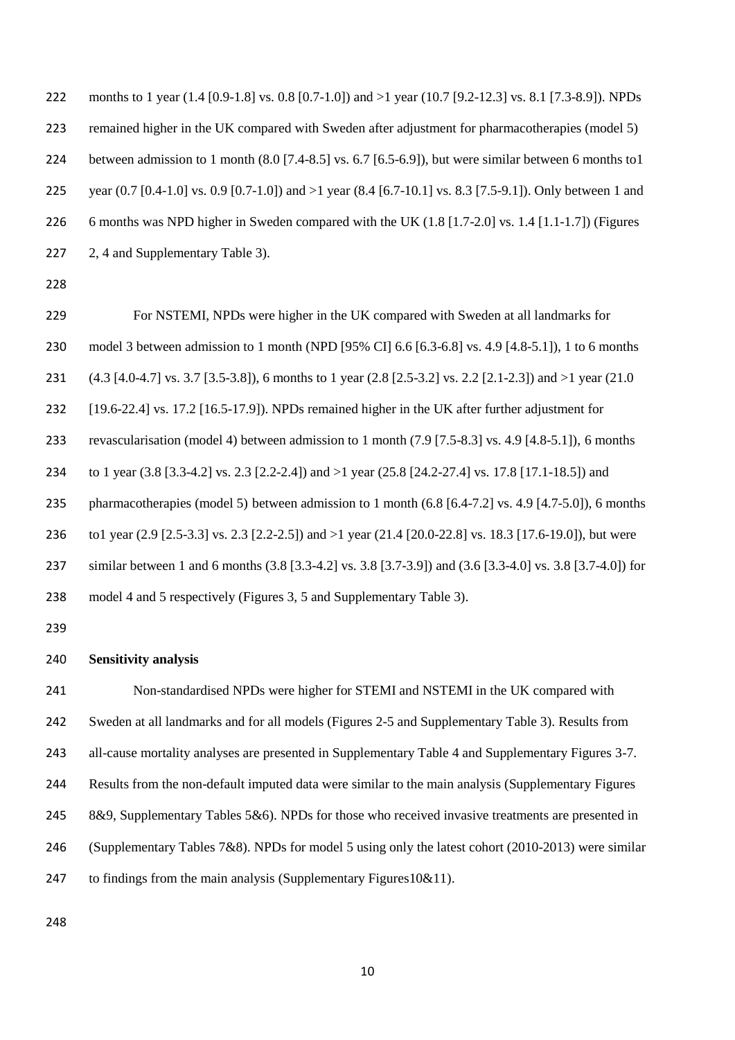months to 1 year (1.4 [0.9-1.8] vs. 0.8 [0.7-1.0]) and >1 year (10.7 [9.2-12.3] vs. 8.1 [7.3-8.9]). NPDs remained higher in the UK compared with Sweden after adjustment for pharmacotherapies (model 5) between admission to 1 month (8.0 [7.4-8.5] vs. 6.7 [6.5-6.9]), but were similar between 6 months to1 year (0.7 [0.4-1.0] vs. 0.9 [0.7-1.0]) and >1 year (8.4 [6.7-10.1] vs. 8.3 [7.5-9.1]). Only between 1 and 6 months was NPD higher in Sweden compared with the UK (1.8 [1.7-2.0] vs. 1.4 [1.1-1.7]) (Figures 2, 4 and Supplementary Table 3).

For NSTEMI, NPDs were higher in the UK compared with Sweden at all landmarks for model 3 between admission to 1 month (NPD [95% CI] 6.6 [6.3-6.8] vs. 4.9 [4.8-5.1]), 1 to 6 months (4.3 [4.0-4.7] vs. 3.7 [3.5-3.8]), 6 months to 1 year (2.8 [2.5-3.2] vs. 2.2 [2.1-2.3]) and >1 year (21.0 [19.6-22.4] vs. 17.2 [16.5-17.9]). NPDs remained higher in the UK after further adjustment for revascularisation (model 4) between admission to 1 month (7.9 [7.5-8.3] vs. 4.9 [4.8-5.1]), 6 months to 1 year (3.8 [3.3-4.2] vs. 2.3 [2.2-2.4]) and >1 year (25.8 [24.2-27.4] vs. 17.8 [17.1-18.5]) and pharmacotherapies (model 5) between admission to 1 month (6.8 [6.4-7.2] vs. 4.9 [4.7-5.0]), 6 months to1 year (2.9 [2.5-3.3] vs. 2.3 [2.2-2.5]) and >1 year (21.4 [20.0-22.8] vs. 18.3 [17.6-19.0]), but were similar between 1 and 6 months (3.8 [3.3-4.2] vs. 3.8 [3.7-3.9]) and (3.6 [3.3-4.0] vs. 3.8 [3.7-4.0]) for model 4 and 5 respectively (Figures 3, 5 and Supplementary Table 3).

**Sensitivity analysis**

Non-standardised NPDs were higher for STEMI and NSTEMI in the UK compared with Sweden at all landmarks and for all models (Figures 2-5 and Supplementary Table 3). Results from all-cause mortality analyses are presented in Supplementary Table 4 and Supplementary Figures 3-7. Results from the non-default imputed data were similar to the main analysis (Supplementary Figures 8&9, Supplementary Tables 5&6). NPDs for those who received invasive treatments are presented in (Supplementary Tables 7&8). NPDs for model 5 using only the latest cohort (2010-2013) were similar to findings from the main analysis (Supplementary Figures10&11).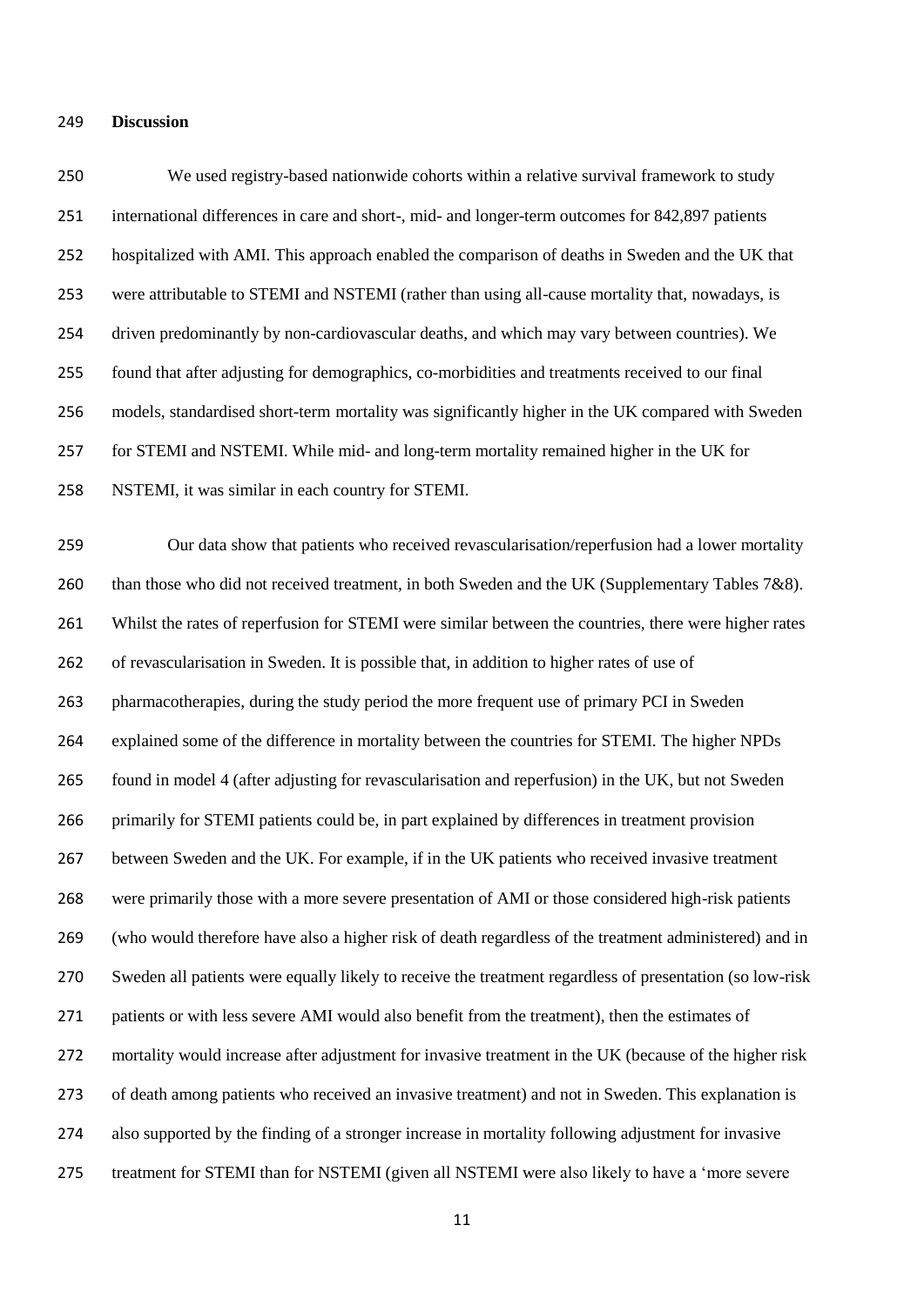**Discussion**

We used registry-based nationwide cohorts within a relative survival framework to study international differences in care and short-, mid- and longer-term outcomes for 842,897 patients hospitalized with AMI. This approach enabled the comparison of deaths in Sweden and the UK that were attributable to STEMI and NSTEMI (rather than using all-cause mortality that, nowadays, is driven predominantly by non-cardiovascular deaths, and which may vary between countries). We found that after adjusting for demographics, co-morbidities and treatments received to our final models, standardised short-term mortality was significantly higher in the UK compared with Sweden for STEMI and NSTEMI. While mid- and long-term mortality remained higher in the UK for NSTEMI, it was similar in each country for STEMI.

Our data show that patients who received revascularisation/reperfusion had a lower mortality than those who did not received treatment, in both Sweden and the UK (Supplementary Tables 7&8). Whilst the rates of reperfusion for STEMI were similar between the countries, there were higher rates of revascularisation in Sweden. It is possible that, in addition to higher rates of use of pharmacotherapies, during the study period the more frequent use of primary PCI in Sweden explained some of the difference in mortality between the countries for STEMI. The higher NPDs found in model 4 (after adjusting for revascularisation and reperfusion) in the UK, but not Sweden primarily for STEMI patients could be, in part explained by differences in treatment provision between Sweden and the UK. For example, if in the UK patients who received invasive treatment were primarily those with a more severe presentation of AMI or those considered high-risk patients (who would therefore have also a higher risk of death regardless of the treatment administered) and in Sweden all patients were equally likely to receive the treatment regardless of presentation (so low-risk patients or with less severe AMI would also benefit from the treatment), then the estimates of mortality would increase after adjustment for invasive treatment in the UK (because of the higher risk of death among patients who received an invasive treatment) and not in Sweden. This explanation is also supported by the finding of a stronger increase in mortality following adjustment for invasive treatment for STEMI than for NSTEMI (given all NSTEMI were also likely to have a 'more severe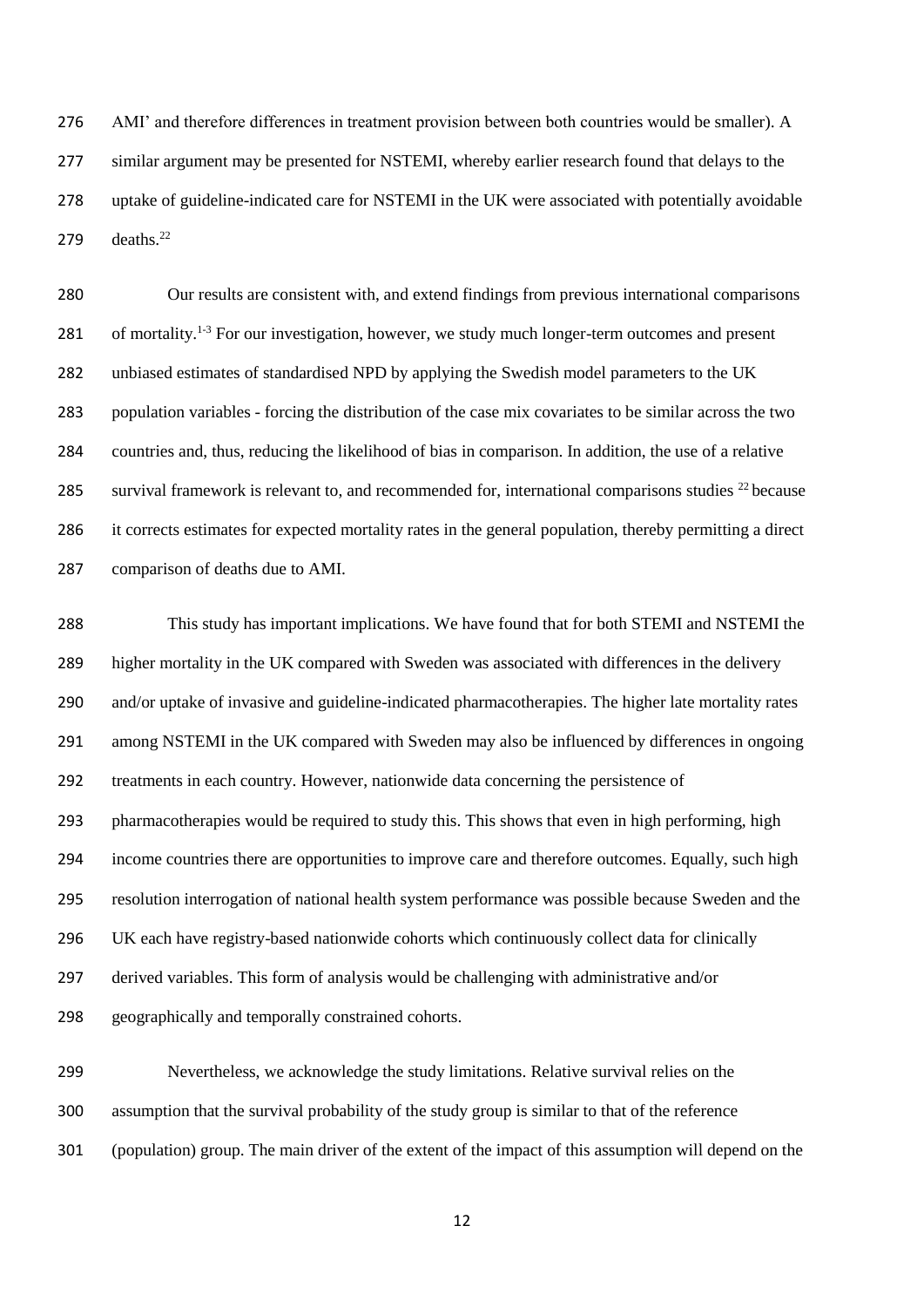AMI' and therefore differences in treatment provision between both countries would be smaller). A similar argument may be presented for NSTEMI, whereby earlier research found that delays to the uptake of guideline-indicated care for NSTEMI in the UK were associated with potentially avoidable deaths.[22]

Our results are consistent with, and extend findings from previous international comparisons of mortality.[1-3] For our investigation, however, we study much longer-term outcomes and present unbiased estimates of standardised NPD by applying the Swedish model parameters to the UK population variables - forcing the distribution of the case mix covariates to be similar across the two countries and, thus, reducing the likelihood of bias in comparison. In addition, the use of a relative survival framework is relevant to, and recommended for, international comparisons studies [22] because it corrects estimates for expected mortality rates in the general population, thereby permitting a direct comparison of deaths due to AMI.

This study has important implications. We have found that for both STEMI and NSTEMI the higher mortality in the UK compared with Sweden was associated with differences in the delivery and/or uptake of invasive and guideline-indicated pharmacotherapies. The higher late mortality rates among NSTEMI in the UK compared with Sweden may also be influenced by differences in ongoing treatments in each country. However, nationwide data concerning the persistence of pharmacotherapies would be required to study this. This shows that even in high performing, high income countries there are opportunities to improve care and therefore outcomes. Equally, such high resolution interrogation of national health system performance was possible because Sweden and the UK each have registry-based nationwide cohorts which continuously collect data for clinically derived variables. This form of analysis would be challenging with administrative and/or geographically and temporally constrained cohorts.

Nevertheless, we acknowledge the study limitations. Relative survival relies on the assumption that the survival probability of the study group is similar to that of the reference (population) group. The main driver of the extent of the impact of this assumption will depend on the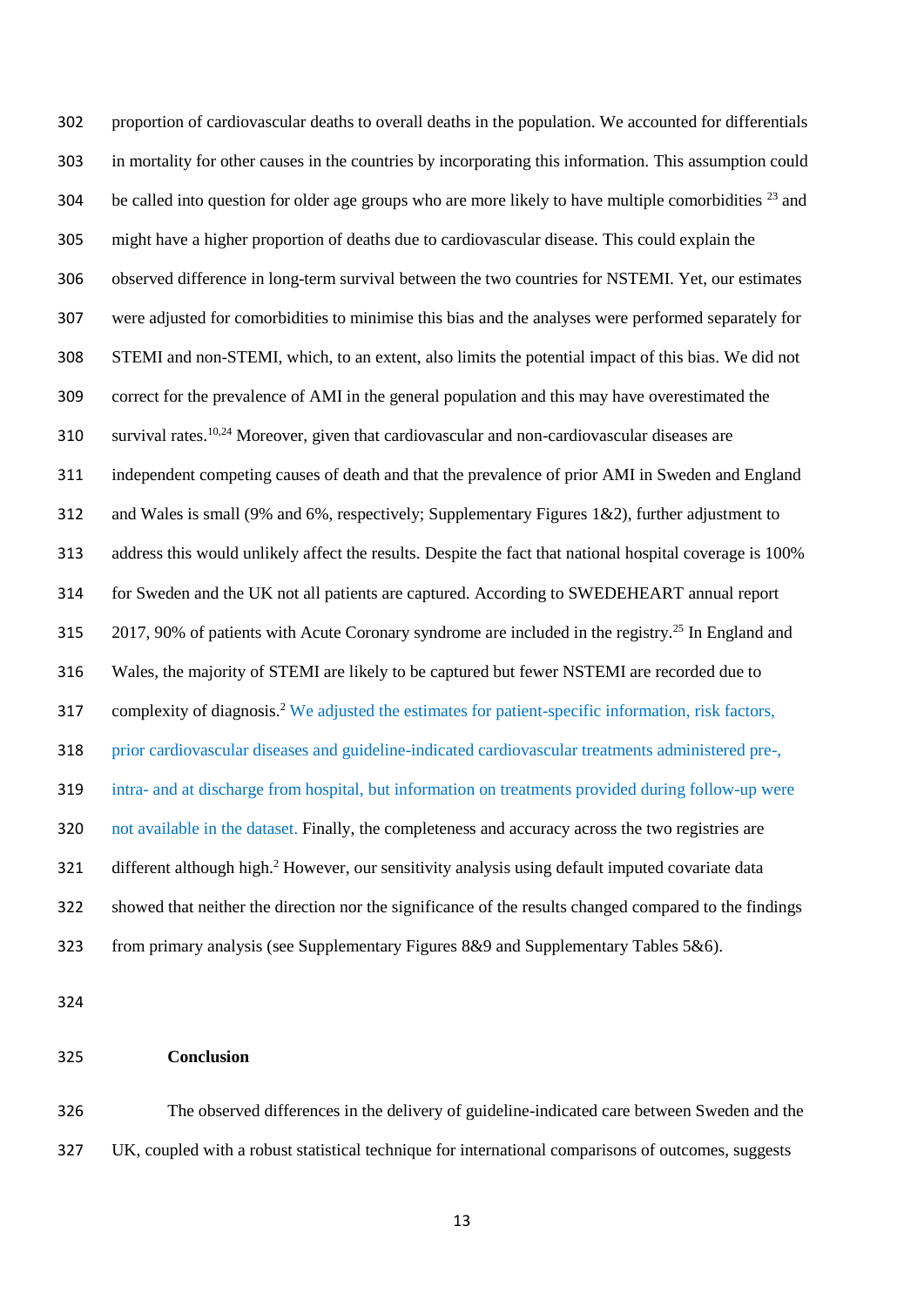proportion of cardiovascular deaths to overall deaths in the population. We accounted for differentials in mortality for other causes in the countries by incorporating this information. This assumption could be called into question for older age groups who are more likely to have multiple comorbidities [23] and might have a higher proportion of deaths due to cardiovascular disease. This could explain the observed difference in long-term survival between the two countries for NSTEMI. Yet, our estimates were adjusted for comorbidities to minimise this bias and the analyses were performed separately for STEMI and non-STEMI, which, to an extent, also limits the potential impact of this bias. We did not correct for the prevalence of AMI in the general population and this may have overestimated the survival rates.[10,24] Moreover, given that cardiovascular and non-cardiovascular diseases are independent competing causes of death and that the prevalence of prior AMI in Sweden and England and Wales is small (9% and 6%, respectively; Supplementary Figures 1&2), further adjustment to address this would unlikely affect the results. Despite the fact that national hospital coverage is 100% for Sweden and the UK not all patients are captured. According to SWEDEHEART annual report 2017, 90% of patients with Acute Coronary syndrome are included in the registry.[25] In England and Wales, the majority of STEMI are likely to be captured but fewer NSTEMI are recorded due to complexity of diagnosis.[2] We adjusted the estimates for patient-specific information, risk factors, prior cardiovascular diseases and guideline-indicated cardiovascular treatments administered pre-, intra- and at discharge from hospital, but information on treatments provided during follow-up were not available in the dataset. Finally, the completeness and accuracy across the two registries are different although high.[2] However, our sensitivity analysis using default imputed covariate data showed that neither the direction nor the significance of the results changed compared to the findings from primary analysis (see Supplementary Figures 8&9 and Supplementary Tables 5&6).

## Conclusion

The observed differences in the delivery of guideline-indicated care between Sweden and the UK, coupled with a robust statistical technique for international comparisons of outcomes, suggests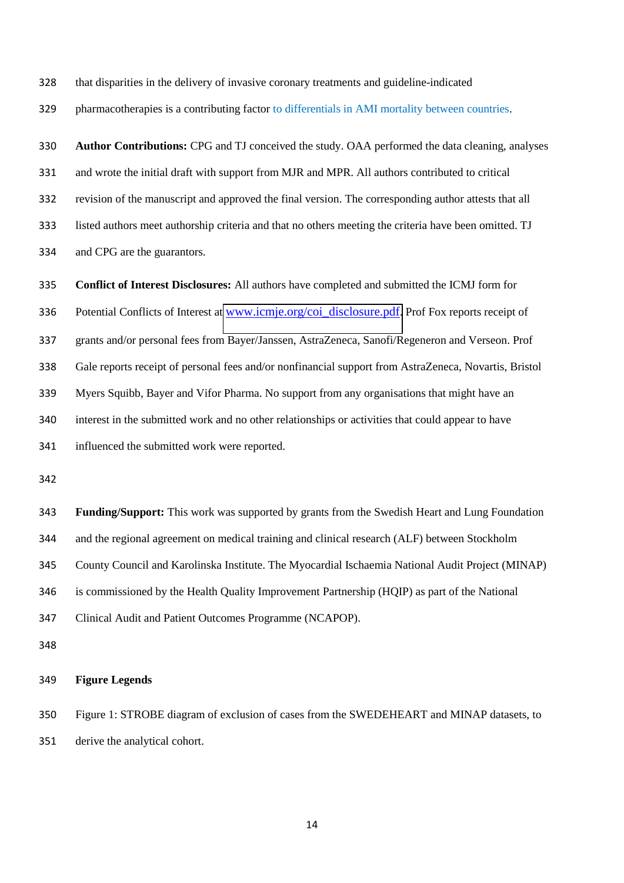that disparities in the delivery of invasive coronary treatments and guideline-indicated pharmacotherapies is a contributing factor to differentials in AMI mortality between countries.

**Author Contributions:** CPG and TJ conceived the study. OAA performed the data cleaning, analyses and wrote the initial draft with support from MJR and MPR. All authors contributed to critical revision of the manuscript and approved the final version. The corresponding author attests that all listed authors meet authorship criteria and that no others meeting the criteria have been omitted. TJ and CPG are the guarantors.

**Conflict of Interest Disclosures:** All authors have completed and submitted the ICMJ form for Potential Conflicts of Interest at www.icmje.org/coi_disclosure.pdf. Prof Fox reports receipt of grants and/or personal fees from Bayer/Janssen, AstraZeneca, Sanofi/Regeneron and Verseon. Prof Gale reports receipt of personal fees and/or nonfinancial support from AstraZeneca, Novartis, Bristol Myers Squibb, Bayer and Vifor Pharma. No support from any organisations that might have an interest in the submitted work and no other relationships or activities that could appear to have influenced the submitted work were reported.

**Funding/Support:** This work was supported by grants from the Swedish Heart and Lung Foundation and the regional agreement on medical training and clinical research (ALF) between Stockholm County Council and Karolinska Institute. The Myocardial Ischaemia National Audit Project (MINAP) is commissioned by the Health Quality Improvement Partnership (HQIP) as part of the National Clinical Audit and Patient Outcomes Programme (NCAPOP).

**Figure Legends**

Figure 1: STROBE diagram of exclusion of cases from the SWEDEHEART and MINAP datasets, to derive the analytical cohort.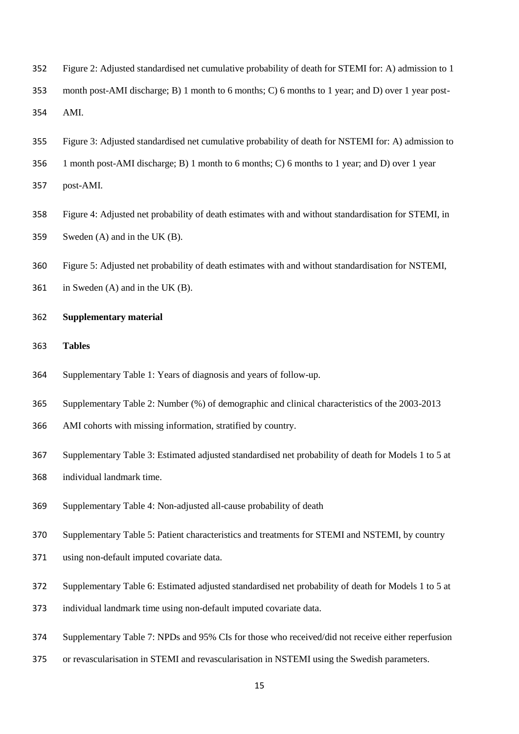Figure 2: Adjusted standardised net cumulative probability of death for STEMI for: A) admission to 1 month post-AMI discharge; B) 1 month to 6 months; C) 6 months to 1 year; and D) over 1 year post-AMI.

Figure 3: Adjusted standardised net cumulative probability of death for NSTEMI for: A) admission to 1 month post-AMI discharge; B) 1 month to 6 months; C) 6 months to 1 year; and D) over 1 year post-AMI.

Figure 4: Adjusted net probability of death estimates with and without standardisation for STEMI, in Sweden (A) and in the UK (B).

Figure 5: Adjusted net probability of death estimates with and without standardisation for NSTEMI, in Sweden (A) and in the UK (B).

**Supplementary material**

**Tables**

Supplementary Table 1: Years of diagnosis and years of follow-up.

Supplementary Table 2: Number (%) of demographic and clinical characteristics of the 2003-2013 AMI cohorts with missing information, stratified by country.

Supplementary Table 3: Estimated adjusted standardised net probability of death for Models 1 to 5 at individual landmark time.

Supplementary Table 4: Non-adjusted all-cause probability of death

Supplementary Table 5: Patient characteristics and treatments for STEMI and NSTEMI, by country using non-default imputed covariate data.

Supplementary Table 6: Estimated adjusted standardised net probability of death for Models 1 to 5 at individual landmark time using non-default imputed covariate data.

Supplementary Table 7: NPDs and 95% CIs for those who received/did not receive either reperfusion or revascularisation in STEMI and revascularisation in NSTEMI using the Swedish parameters.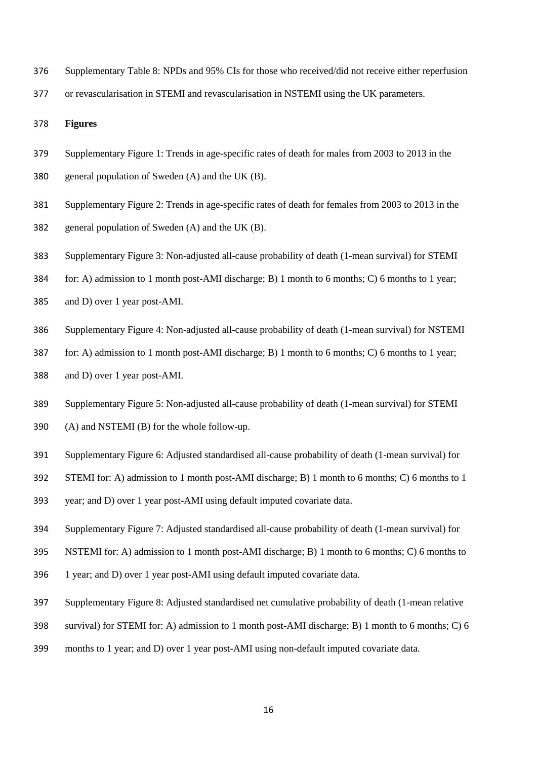Supplementary Table 8: NPDs and 95% CIs for those who received/did not receive either reperfusion or revascularisation in STEMI and revascularisation in NSTEMI using the UK parameters.

**Figures**

Supplementary Figure 1: Trends in age-specific rates of death for males from 2003 to 2013 in the general population of Sweden (A) and the UK (B).

Supplementary Figure 2: Trends in age-specific rates of death for females from 2003 to 2013 in the general population of Sweden (A) and the UK (B).

Supplementary Figure 3: Non-adjusted all-cause probability of death (1-mean survival) for STEMI for: A) admission to 1 month post-AMI discharge; B) 1 month to 6 months; C) 6 months to 1 year; and D) over 1 year post-AMI.

Supplementary Figure 4: Non-adjusted all-cause probability of death (1-mean survival) for NSTEMI for: A) admission to 1 month post-AMI discharge; B) 1 month to 6 months; C) 6 months to 1 year; and D) over 1 year post-AMI.

Supplementary Figure 5: Non-adjusted all-cause probability of death (1-mean survival) for STEMI (A) and NSTEMI (B) for the whole follow-up.

Supplementary Figure 6: Adjusted standardised all-cause probability of death (1-mean survival) for STEMI for: A) admission to 1 month post-AMI discharge; B) 1 month to 6 months; C) 6 months to 1 year; and D) over 1 year post-AMI using default imputed covariate data.

Supplementary Figure 7: Adjusted standardised all-cause probability of death (1-mean survival) for NSTEMI for: A) admission to 1 month post-AMI discharge; B) 1 month to 6 months; C) 6 months to 1 year; and D) over 1 year post-AMI using default imputed covariate data.

Supplementary Figure 8: Adjusted standardised net cumulative probability of death (1-mean relative survival) for STEMI for: A) admission to 1 month post-AMI discharge; B) 1 month to 6 months; C) 6 months to 1 year; and D) over 1 year post-AMI using non-default imputed covariate data.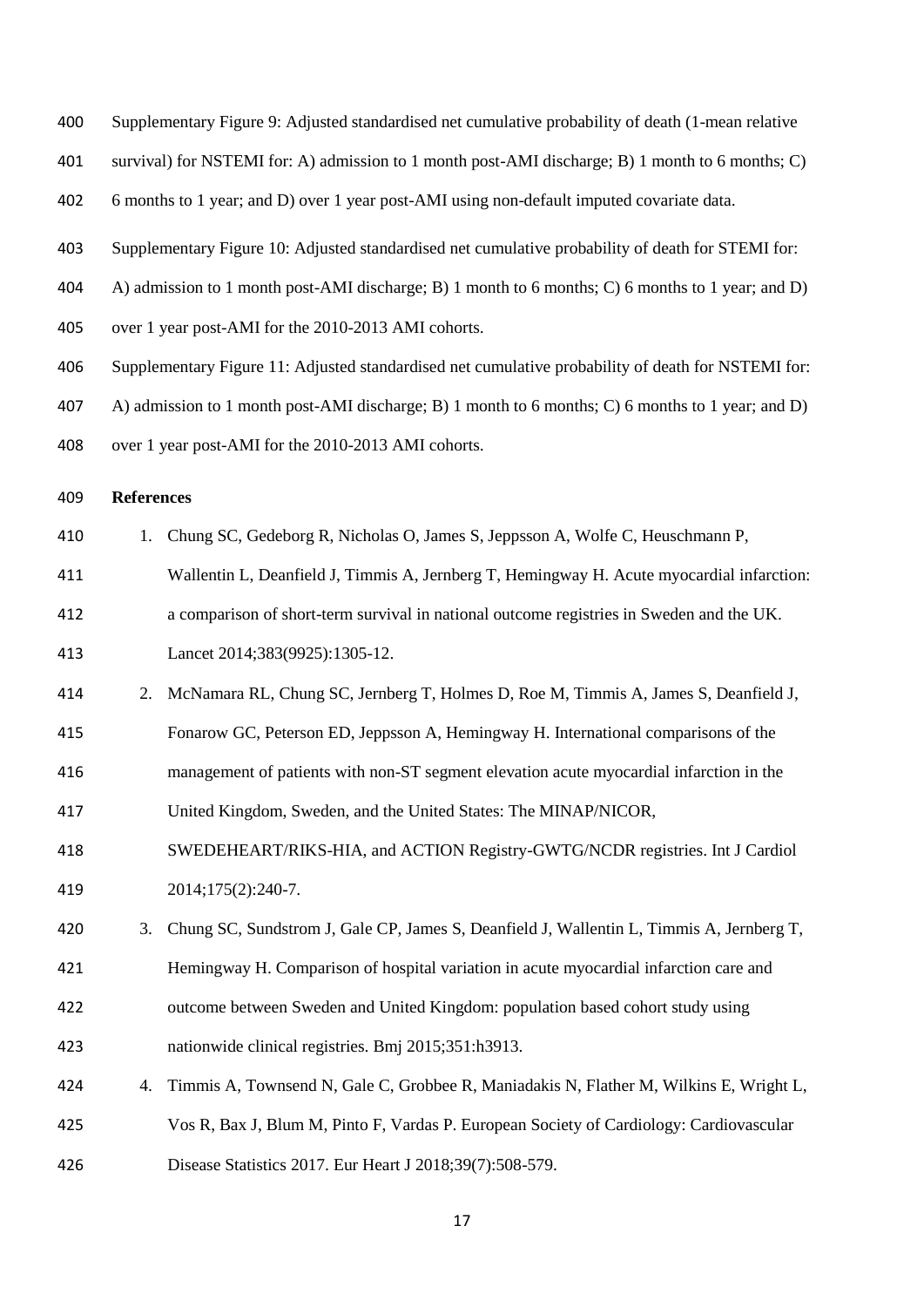Supplementary Figure 9: Adjusted standardised net cumulative probability of death (1-mean relative survival) for NSTEMI for: A) admission to 1 month post-AMI discharge; B) 1 month to 6 months; C) 6 months to 1 year; and D) over 1 year post-AMI using non-default imputed covariate data.

Supplementary Figure 10: Adjusted standardised net cumulative probability of death for STEMI for: A) admission to 1 month post-AMI discharge; B) 1 month to 6 months; C) 6 months to 1 year; and D) over 1 year post-AMI for the 2010-2013 AMI cohorts.

Supplementary Figure 11: Adjusted standardised net cumulative probability of death for NSTEMI for: A) admission to 1 month post-AMI discharge; B) 1 month to 6 months; C) 6 months to 1 year; and D) over 1 year post-AMI for the 2010-2013 AMI cohorts.

**References**

1. Chung SC, Gedeborg R, Nicholas O, James S, Jeppsson A, Wolfe C, Heuschmann P, Wallentin L, Deanfield J, Timmis A, Jernberg T, Hemingway H. Acute myocardial infarction: a comparison of short-term survival in national outcome registries in Sweden and the UK. Lancet 2014;383(9925):1305-12.
2. McNamara RL, Chung SC, Jernberg T, Holmes D, Roe M, Timmis A, James S, Deanfield J, Fonarow GC, Peterson ED, Jeppsson A, Hemingway H. International comparisons of the management of patients with non-ST segment elevation acute myocardial infarction in the United Kingdom, Sweden, and the United States: The MINAP/NICOR, SWEDEHEART/RIKS-HIA, and ACTION Registry-GWTG/NCDR registries. Int J Cardiol 2014;175(2):240-7.
3. Chung SC, Sundstrom J, Gale CP, James S, Deanfield J, Wallentin L, Timmis A, Jernberg T, Hemingway H. Comparison of hospital variation in acute myocardial infarction care and outcome between Sweden and United Kingdom: population based cohort study using nationwide clinical registries. Bmj 2015;351:h3913.
4. Timmis A, Townsend N, Gale C, Grobbee R, Maniadakis N, Flather M, Wilkins E, Wright L, Vos R, Bax J, Blum M, Pinto F, Vardas P. European Society of Cardiology: Cardiovascular Disease Statistics 2017. Eur Heart J 2018;39(7):508-579.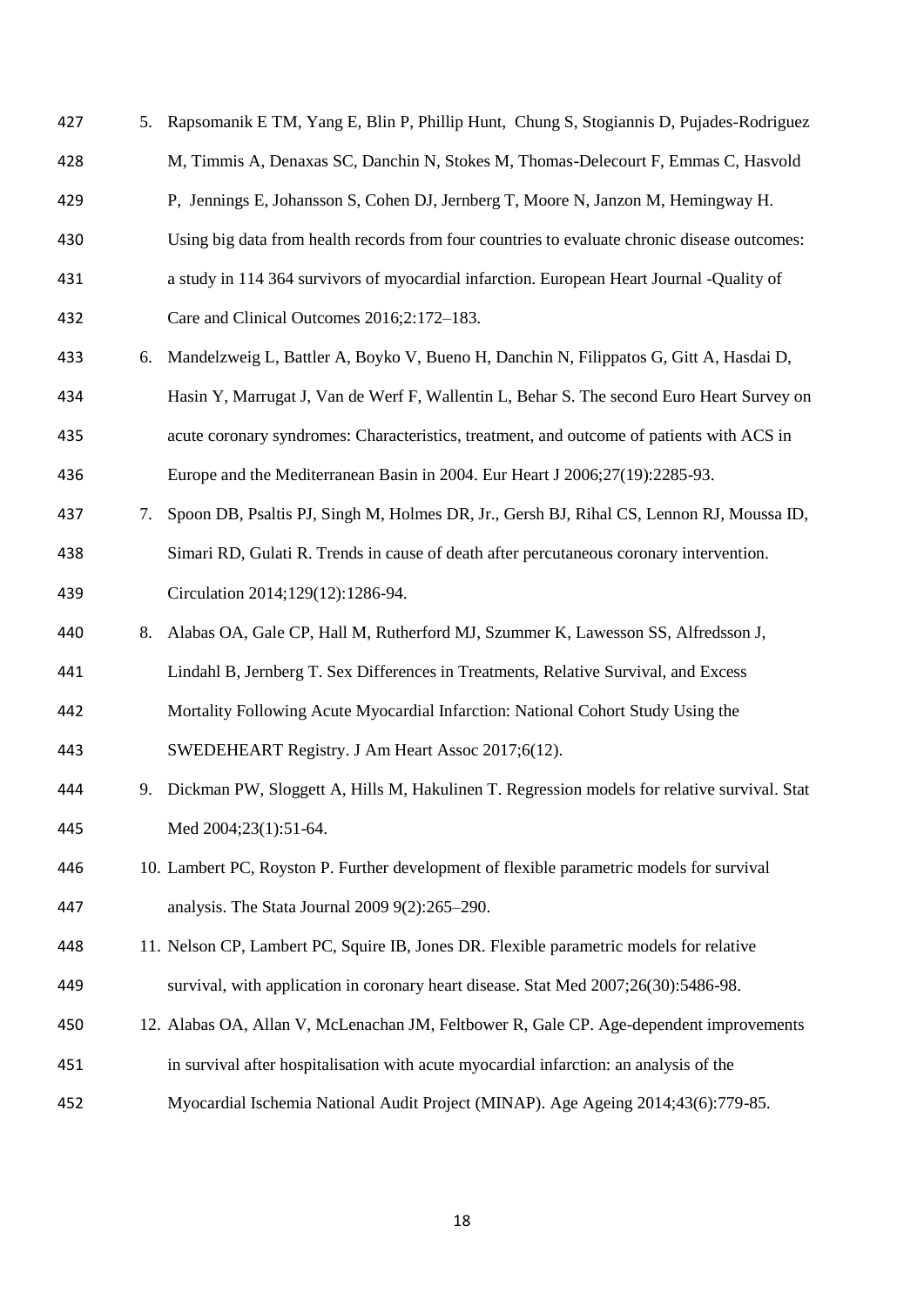5. Rapsomanik E TM, Yang E, Blin P, Phillip Hunt, Chung S, Stogiannis D, Pujades-Rodriguez M, Timmis A, Denaxas SC, Danchin N, Stokes M, Thomas-Delecourt F, Emmas C, Hasvold P, Jennings E, Johansson S, Cohen DJ, Jernberg T, Moore N, Janzon M, Hemingway H. Using big data from health records from four countries to evaluate chronic disease outcomes: a study in 114 364 survivors of myocardial infarction. European Heart Journal -Quality of Care and Clinical Outcomes 2016;2:172–183.
6. Mandelzweig L, Battler A, Boyko V, Bueno H, Danchin N, Filippatos G, Gitt A, Hasdai D, Hasin Y, Marrugat J, Van de Werf F, Wallentin L, Behar S. The second Euro Heart Survey on acute coronary syndromes: Characteristics, treatment, and outcome of patients with ACS in Europe and the Mediterranean Basin in 2004. Eur Heart J 2006;27(19):2285-93.
7. Spoon DB, Psaltis PJ, Singh M, Holmes DR, Jr., Gersh BJ, Rihal CS, Lennon RJ, Moussa ID, Simari RD, Gulati R. Trends in cause of death after percutaneous coronary intervention. Circulation 2014;129(12):1286-94.
8. Alabas OA, Gale CP, Hall M, Rutherford MJ, Szummer K, Lawesson SS, Alfredsson J, Lindahl B, Jernberg T. Sex Differences in Treatments, Relative Survival, and Excess Mortality Following Acute Myocardial Infarction: National Cohort Study Using the SWEDEHEART Registry. J Am Heart Assoc 2017;6(12).
9. Dickman PW, Sloggett A, Hills M, Hakulinen T. Regression models for relative survival. Stat Med 2004;23(1):51-64.
10. Lambert PC, Royston P. Further development of flexible parametric models for survival analysis. The Stata Journal 2009 9(2):265–290.
11. Nelson CP, Lambert PC, Squire IB, Jones DR. Flexible parametric models for relative survival, with application in coronary heart disease. Stat Med 2007;26(30):5486-98.
12. Alabas OA, Allan V, McLenachan JM, Feltbower R, Gale CP. Age-dependent improvements in survival after hospitalisation with acute myocardial infarction: an analysis of the Myocardial Ischemia National Audit Project (MINAP). Age Ageing 2014;43(6):779-85.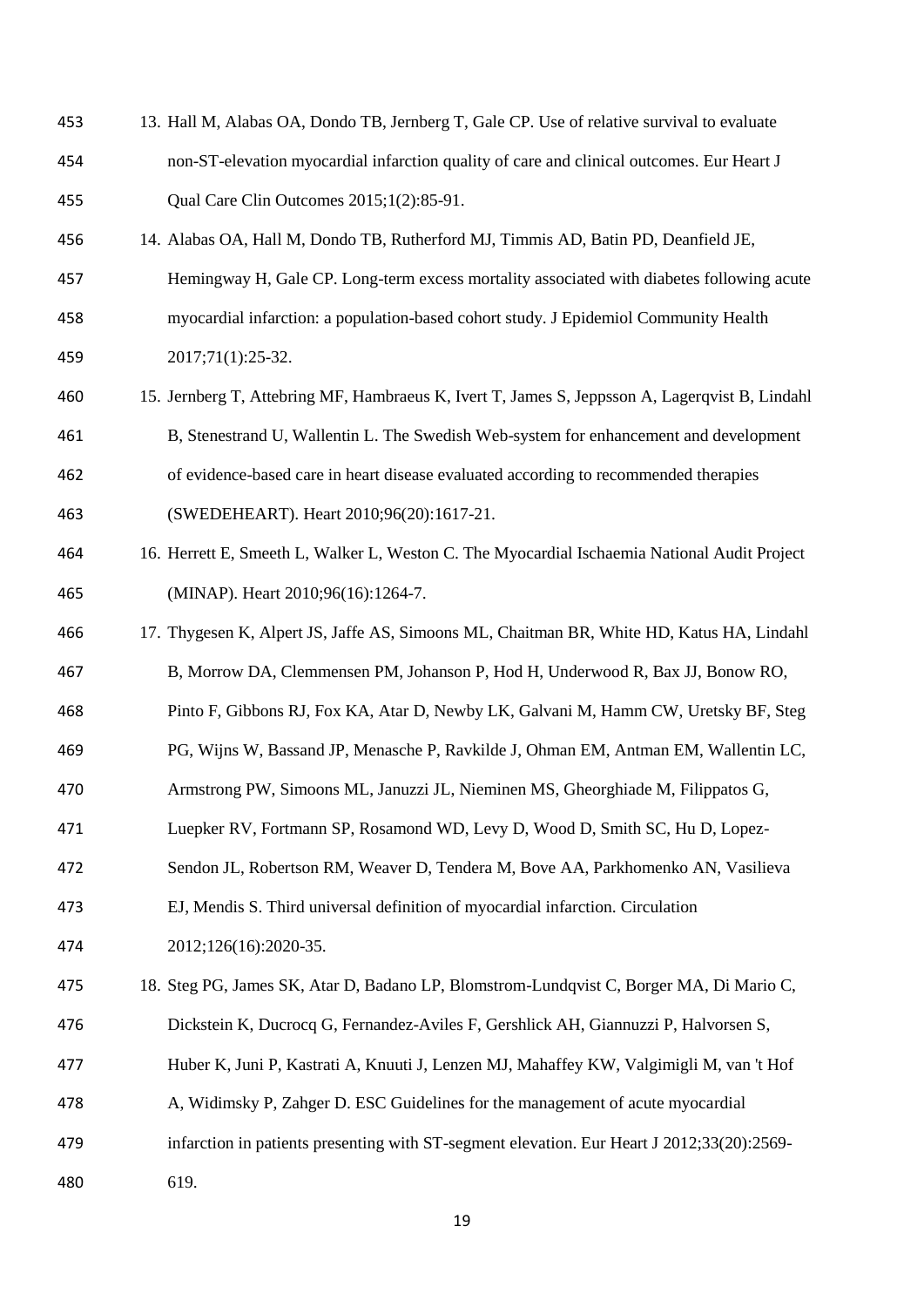13. Hall M, Alabas OA, Dondo TB, Jernberg T, Gale CP. Use of relative survival to evaluate non-ST-elevation myocardial infarction quality of care and clinical outcomes. Eur Heart J Qual Care Clin Outcomes 2015;1(2):85-91.
14. Alabas OA, Hall M, Dondo TB, Rutherford MJ, Timmis AD, Batin PD, Deanfield JE, Hemingway H, Gale CP. Long-term excess mortality associated with diabetes following acute myocardial infarction: a population-based cohort study. J Epidemiol Community Health 2017;71(1):25-32.
15. Jernberg T, Attebring MF, Hambraeus K, Ivert T, James S, Jeppsson A, Lagerqvist B, Lindahl B, Stenestrand U, Wallentin L. The Swedish Web-system for enhancement and development of evidence-based care in heart disease evaluated according to recommended therapies (SWEDEHEART). Heart 2010;96(20):1617-21.
16. Herrett E, Smeeth L, Walker L, Weston C. The Myocardial Ischaemia National Audit Project (MINAP). Heart 2010;96(16):1264-7.
17. Thygesen K, Alpert JS, Jaffe AS, Simoons ML, Chaitman BR, White HD, Katus HA, Lindahl B, Morrow DA, Clemmensen PM, Johanson P, Hod H, Underwood R, Bax JJ, Bonow RO, Pinto F, Gibbons RJ, Fox KA, Atar D, Newby LK, Galvani M, Hamm CW, Uretsky BF, Steg PG, Wijns W, Bassand JP, Menasche P, Ravkilde J, Ohman EM, Antman EM, Wallentin LC, Armstrong PW, Simoons ML, Januzzi JL, Nieminen MS, Gheorghiade M, Filippatos G, Luepker RV, Fortmann SP, Rosamond WD, Levy D, Wood D, Smith SC, Hu D, Lopez-Sendon JL, Robertson RM, Weaver D, Tendera M, Bove AA, Parkhomenko AN, Vasilieva EJ, Mendis S. Third universal definition of myocardial infarction. Circulation 2012;126(16):2020-35.
18. Steg PG, James SK, Atar D, Badano LP, Blomstrom-Lundqvist C, Borger MA, Di Mario C, Dickstein K, Ducrocq G, Fernandez-Aviles F, Gershlick AH, Giannuzzi P, Halvorsen S, Huber K, Juni P, Kastrati A, Knuuti J, Lenzen MJ, Mahaffey KW, Valgimigli M, van 't Hof A, Widimsky P, Zahger D. ESC Guidelines for the management of acute myocardial infarction in patients presenting with ST-segment elevation. Eur Heart J 2012;33(20):2569-619.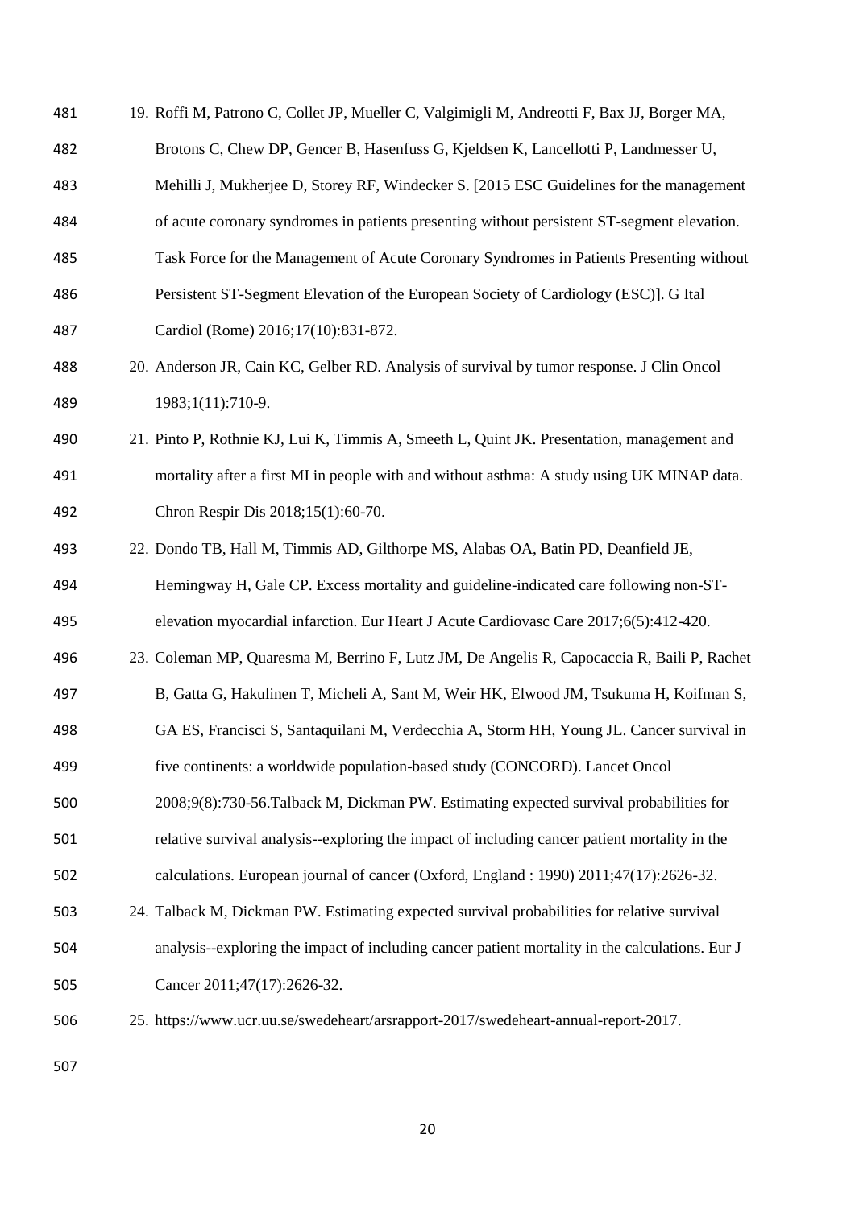19. Roffi M, Patrono C, Collet JP, Mueller C, Valgimigli M, Andreotti F, Bax JJ, Borger MA, Brotons C, Chew DP, Gencer B, Hasenfuss G, Kjeldsen K, Lancellotti P, Landmesser U, Mehilli J, Mukherjee D, Storey RF, Windecker S. [2015 ESC Guidelines for the management of acute coronary syndromes in patients presenting without persistent ST-segment elevation. Task Force for the Management of Acute Coronary Syndromes in Patients Presenting without Persistent ST-Segment Elevation of the European Society of Cardiology (ESC)]. G Ital Cardiol (Rome) 2016;17(10):831-872.
20. Anderson JR, Cain KC, Gelber RD. Analysis of survival by tumor response. J Clin Oncol 1983;1(11):710-9.
21. Pinto P, Rothnie KJ, Lui K, Timmis A, Smeeth L, Quint JK. Presentation, management and mortality after a first MI in people with and without asthma: A study using UK MINAP data. Chron Respir Dis 2018;15(1):60-70.
22. Dondo TB, Hall M, Timmis AD, Gilthorpe MS, Alabas OA, Batin PD, Deanfield JE, Hemingway H, Gale CP. Excess mortality and guideline-indicated care following non-ST-elevation myocardial infarction. Eur Heart J Acute Cardiovasc Care 2017;6(5):412-420.
23. Coleman MP, Quaresma M, Berrino F, Lutz JM, De Angelis R, Capocaccia R, Baili P, Rachet B, Gatta G, Hakulinen T, Micheli A, Sant M, Weir HK, Elwood JM, Tsukuma H, Koifman S, GA ES, Francisci S, Santaquilani M, Verdecchia A, Storm HH, Young JL. Cancer survival in five continents: a worldwide population-based study (CONCORD). Lancet Oncol 2008;9(8):730-56.Talback M, Dickman PW. Estimating expected survival probabilities for relative survival analysis--exploring the impact of including cancer patient mortality in the calculations. European journal of cancer (Oxford, England : 1990) 2011;47(17):2626-32.
24. Talback M, Dickman PW. Estimating expected survival probabilities for relative survival analysis--exploring the impact of including cancer patient mortality in the calculations. Eur J Cancer 2011;47(17):2626-32.
25. https://www.ucr.uu.se/swedeheart/arsrapport-2017/swedeheart-annual-report-2017.